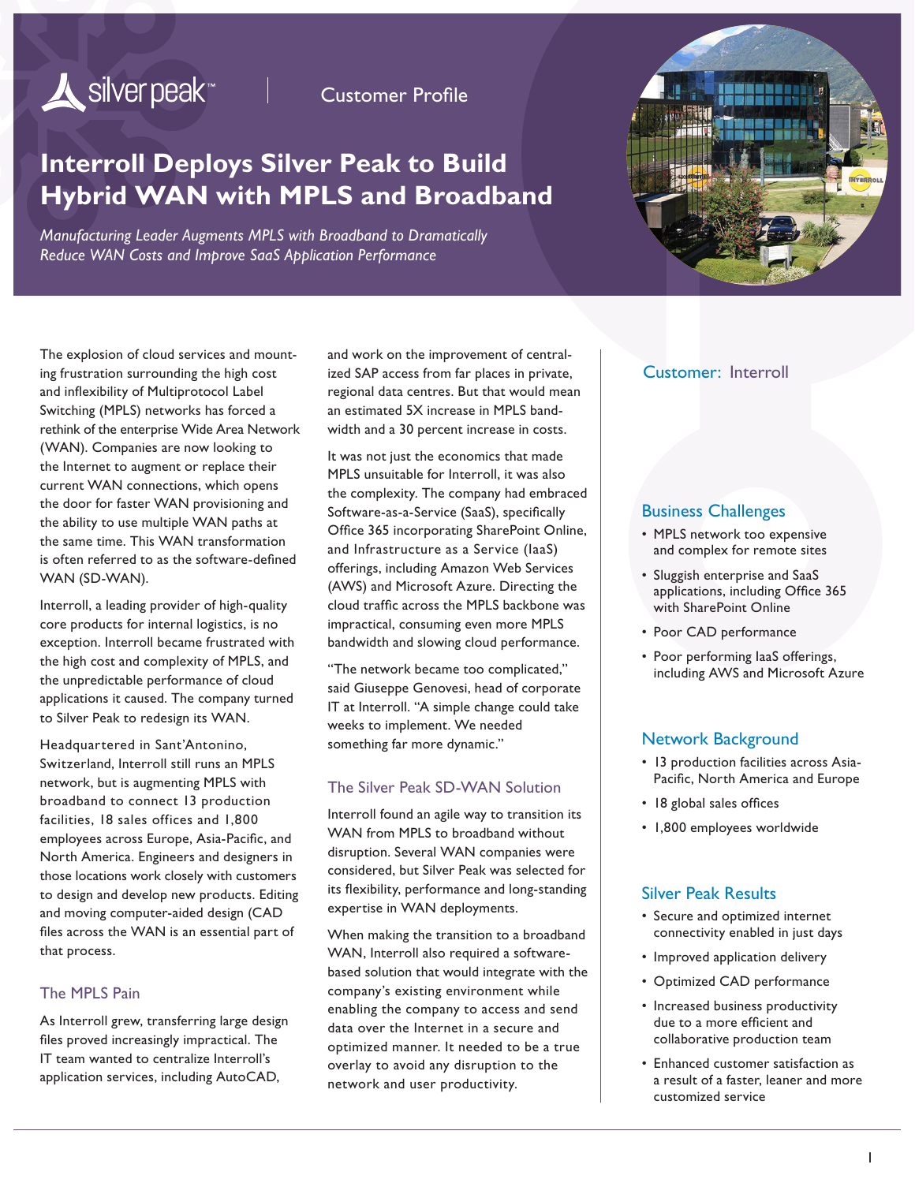silver peak™ | Customer Profile

# Interroll Deploys Silver Peak to Build Hybrid WAN with MPLS and Broadband

*Manufacturing Leader Augments MPLS with Broadband to Dramatically Reduce WAN Costs and Improve SaaS Application Performance*

The explosion of cloud services and mounting frustration surrounding the high cost and inflexibility of Multiprotocol Label Switching (MPLS) networks has forced a rethink of the enterprise Wide Area Network (WAN). Companies are now looking to the Internet to augment or replace their current WAN connections, which opens the door for faster WAN provisioning and the ability to use multiple WAN paths at the same time. This WAN transformation is often referred to as the software-defined WAN (SD-WAN).

Interroll, a leading provider of high-quality core products for internal logistics, is no exception. Interroll became frustrated with the high cost and complexity of MPLS, and the unpredictable performance of cloud applications it caused. The company turned to Silver Peak to redesign its WAN.

Headquartered in Sant'Antonino, Switzerland, Interroll still runs an MPLS network, but is augmenting MPLS with broadband to connect 13 production facilities, 18 sales offices and 1,800 employees across Europe, Asia-Pacific, and North America. Engineers and designers in those locations work closely with customers to design and develop new products. Editing and moving computer-aided design (CAD files across the WAN is an essential part of that process.

## The MPLS Pain

As Interroll grew, transferring large design files proved increasingly impractical. The IT team wanted to centralize Interroll's application services, including AutoCAD, and work on the improvement of centralized SAP access from far places in private, regional data centres. But that would mean an estimated 5X increase in MPLS bandwidth and a 30 percent increase in costs.

It was not just the economics that made MPLS unsuitable for Interroll, it was also the complexity. The company had embraced Software-as-a-Service (SaaS), specifically Office 365 incorporating SharePoint Online, and Infrastructure as a Service (IaaS) offerings, including Amazon Web Services (AWS) and Microsoft Azure. Directing the cloud traffic across the MPLS backbone was impractical, consuming even more MPLS bandwidth and slowing cloud performance.

"The network became too complicated," said Giuseppe Genovesi, head of corporate IT at Interroll. "A simple change could take weeks to implement. We needed something far more dynamic."

## The Silver Peak SD-WAN Solution

Interroll found an agile way to transition its WAN from MPLS to broadband without disruption. Several WAN companies were considered, but Silver Peak was selected for its flexibility, performance and long-standing expertise in WAN deployments.

When making the transition to a broadband WAN, Interroll also required a software-based solution that would integrate with the company's existing environment while enabling the company to access and send data over the Internet in a secure and optimized manner. It needed to be a true overlay to avoid any disruption to the network and user productivity.

## Customer: Interroll

## Business Challenges

- MPLS network too expensive and complex for remote sites
- Sluggish enterprise and SaaS applications, including Office 365 with SharePoint Online
- Poor CAD performance
- Poor performing IaaS offerings, including AWS and Microsoft Azure

## Network Background

- 13 production facilities across Asia-Pacific, North America and Europe
- 18 global sales offices
- 1,800 employees worldwide

## Silver Peak Results

- Secure and optimized internet connectivity enabled in just days
- Improved application delivery
- Optimized CAD performance
- Increased business productivity due to a more efficient and collaborative production team
- Enhanced customer satisfaction as a result of a faster, leaner and more customized service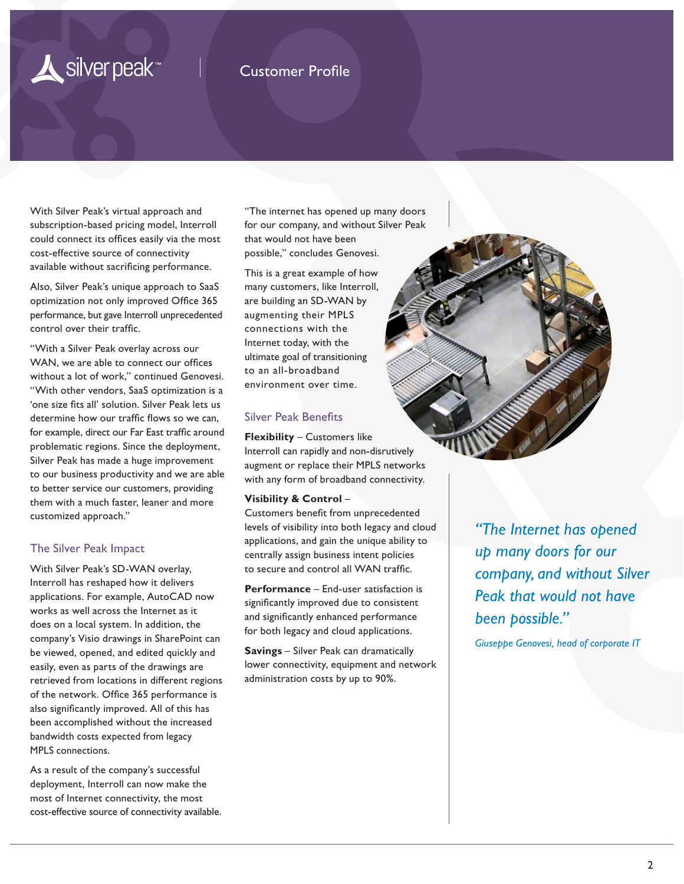silver peak

Customer Profile

With Silver Peak's virtual approach and subscription-based pricing model, Interroll could connect its offices easily via the most cost-effective source of connectivity available without sacrificing performance.

Also, Silver Peak's unique approach to SaaS optimization not only improved Office 365 performance, but gave Interroll unprecedented control over their traffic.

"With a Silver Peak overlay across our WAN, we are able to connect our offices without a lot of work," continued Genovesi. "With other vendors, SaaS optimization is a 'one size fits all' solution. Silver Peak lets us determine how our traffic flows so we can, for example, direct our Far East traffic around problematic regions. Since the deployment, Silver Peak has made a huge improvement to our business productivity and we are able to better service our customers, providing them with a much faster, leaner and more customized approach."

## The Silver Peak Impact

With Silver Peak's SD-WAN overlay, Interroll has reshaped how it delivers applications. For example, AutoCAD now works as well across the Internet as it does on a local system. In addition, the company's Visio drawings in SharePoint can be viewed, opened, and edited quickly and easily, even as parts of the drawings are retrieved from locations in different regions of the network. Office 365 performance is also significantly improved. All of this has been accomplished without the increased bandwidth costs expected from legacy MPLS connections.

As a result of the company's successful deployment, Interroll can now make the most of Internet connectivity, the most cost-effective source of connectivity available.

"The internet has opened up many doors for our company, and without Silver Peak that would not have been possible," concludes Genovesi.

This is a great example of how many customers, like Interroll, are building an SD-WAN by augmenting their MPLS connections with the Internet today, with the ultimate goal of transitioning to an all-broadband environment over time.

## Silver Peak Benefits

**Flexibility** – Customers like Interroll can rapidly and non-disrutively augment or replace their MPLS networks with any form of broadband connectivity.

**Visibility & Control** – Customers benefit from unprecedented levels of visibility into both legacy and cloud applications, and gain the unique ability to centrally assign business intent policies to secure and control all WAN traffic.

**Performance** – End-user satisfaction is significantly improved due to consistent and significantly enhanced performance for both legacy and cloud applications.

**Savings** – Silver Peak can dramatically lower connectivity, equipment and network administration costs by up to 90%.

*"The Internet has opened up many doors for our company, and without Silver Peak that would not have been possible."*

*Giuseppe Genovesi, head of corporate IT*